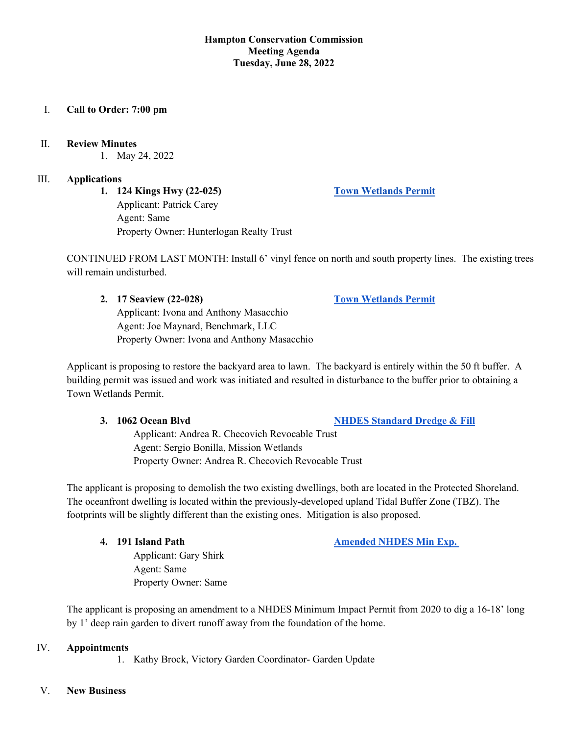# Hampton Conservation Commission
## Meeting Agenda
## Tuesday, June 28, 2022

I. **Call to Order: 7:00 pm**

II. **Review Minutes**

1. May 24, 2022

III. **Applications**

1. **124 Kings Hwy (22-025)** — **Town Wetlands Permit**
   Applicant: Patrick Carey
   Agent: Same
   Property Owner: Hunterlogan Realty Trust

CONTINUED FROM LAST MONTH: Install 6' vinyl fence on north and south property lines. The existing trees will remain undisturbed.

2. **17 Seaview (22-028)** — **Town Wetlands Permit**
   Applicant: Ivona and Anthony Masacchio
   Agent: Joe Maynard, Benchmark, LLC
   Property Owner: Ivona and Anthony Masacchio

Applicant is proposing to restore the backyard area to lawn. The backyard is entirely within the 50 ft buffer. A building permit was issued and work was initiated and resulted in disturbance to the buffer prior to obtaining a Town Wetlands Permit.

3. **1062 Ocean Blvd** — **NHDES Standard Dredge & Fill**
   Applicant: Andrea R. Checovich Revocable Trust
   Agent: Sergio Bonilla, Mission Wetlands
   Property Owner: Andrea R. Checovich Revocable Trust

The applicant is proposing to demolish the two existing dwellings, both are located in the Protected Shoreland. The oceanfront dwelling is located within the previously-developed upland Tidal Buffer Zone (TBZ). The footprints will be slightly different than the existing ones. Mitigation is also proposed.

4. **191 Island Path** — **Amended NHDES Min Exp.**
   Applicant: Gary Shirk
   Agent: Same
   Property Owner: Same

The applicant is proposing an amendment to a NHDES Minimum Impact Permit from 2020 to dig a 16-18' long by 1' deep rain garden to divert runoff away from the foundation of the home.

IV. **Appointments**

1. Kathy Brock, Victory Garden Coordinator- Garden Update

V. **New Business**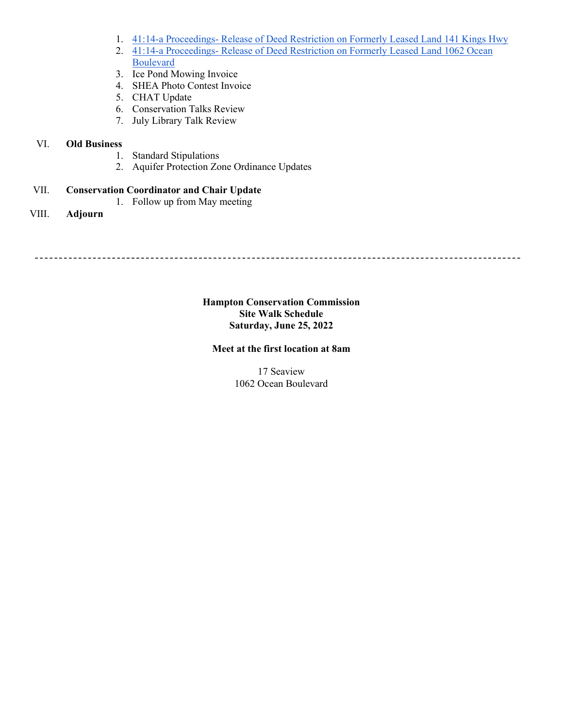1. 41:14-a Proceedings- Release of Deed Restriction on Formerly Leased Land 141 Kings Hwy
2. 41:14-a Proceedings- Release of Deed Restriction on Formerly Leased Land 1062 Ocean Boulevard
3. Ice Pond Mowing Invoice
4. SHEA Photo Contest Invoice
5. CHAT Update
6. Conservation Talks Review
7. July Library Talk Review

VI. **Old Business**

1. Standard Stipulations
2. Aquifer Protection Zone Ordinance Updates

VII. **Conservation Coordinator and Chair Update**

1. Follow up from May meeting

VIII. **Adjourn**

---

**Hampton Conservation Commission**
**Site Walk Schedule**
**Saturday, June 25, 2022**

**Meet at the first location at 8am**

17 Seaview
1062 Ocean Boulevard